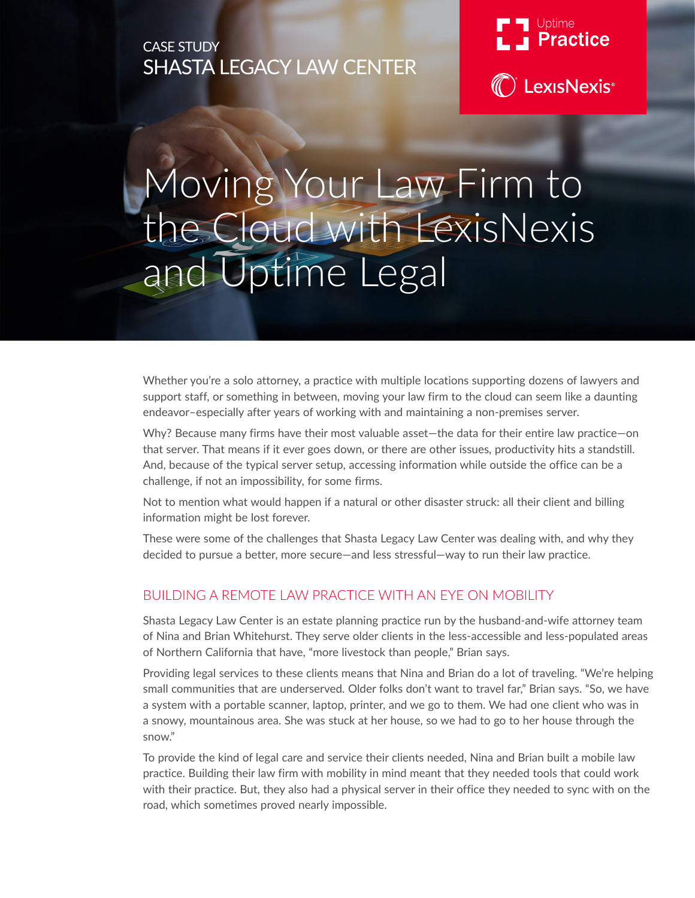CASE STUDY
SHASTA LEGACY LAW CENTER

Uptime Practice

LexisNexis®

# Moving Your Law Firm to the Cloud with LexisNexis and Uptime Legal

Whether you're a solo attorney, a practice with multiple locations supporting dozens of lawyers and support staff, or something in between, moving your law firm to the cloud can seem like a daunting endeavor–especially after years of working with and maintaining a non-premises server.

Why? Because many firms have their most valuable asset—the data for their entire law practice—on that server. That means if it ever goes down, or there are other issues, productivity hits a standstill. And, because of the typical server setup, accessing information while outside the office can be a challenge, if not an impossibility, for some firms.

Not to mention what would happen if a natural or other disaster struck: all their client and billing information might be lost forever.

These were some of the challenges that Shasta Legacy Law Center was dealing with, and why they decided to pursue a better, more secure—and less stressful—way to run their law practice.

## BUILDING A REMOTE LAW PRACTICE WITH AN EYE ON MOBILITY

Shasta Legacy Law Center is an estate planning practice run by the husband-and-wife attorney team of Nina and Brian Whitehurst. They serve older clients in the less-accessible and less-populated areas of Northern California that have, "more livestock than people," Brian says.

Providing legal services to these clients means that Nina and Brian do a lot of traveling. "We're helping small communities that are underserved. Older folks don't want to travel far," Brian says. "So, we have a system with a portable scanner, laptop, printer, and we go to them. We had one client who was in a snowy, mountainous area. She was stuck at her house, so we had to go to her house through the snow."

To provide the kind of legal care and service their clients needed, Nina and Brian built a mobile law practice. Building their law firm with mobility in mind meant that they needed tools that could work with their practice. But, they also had a physical server in their office they needed to sync with on the road, which sometimes proved nearly impossible.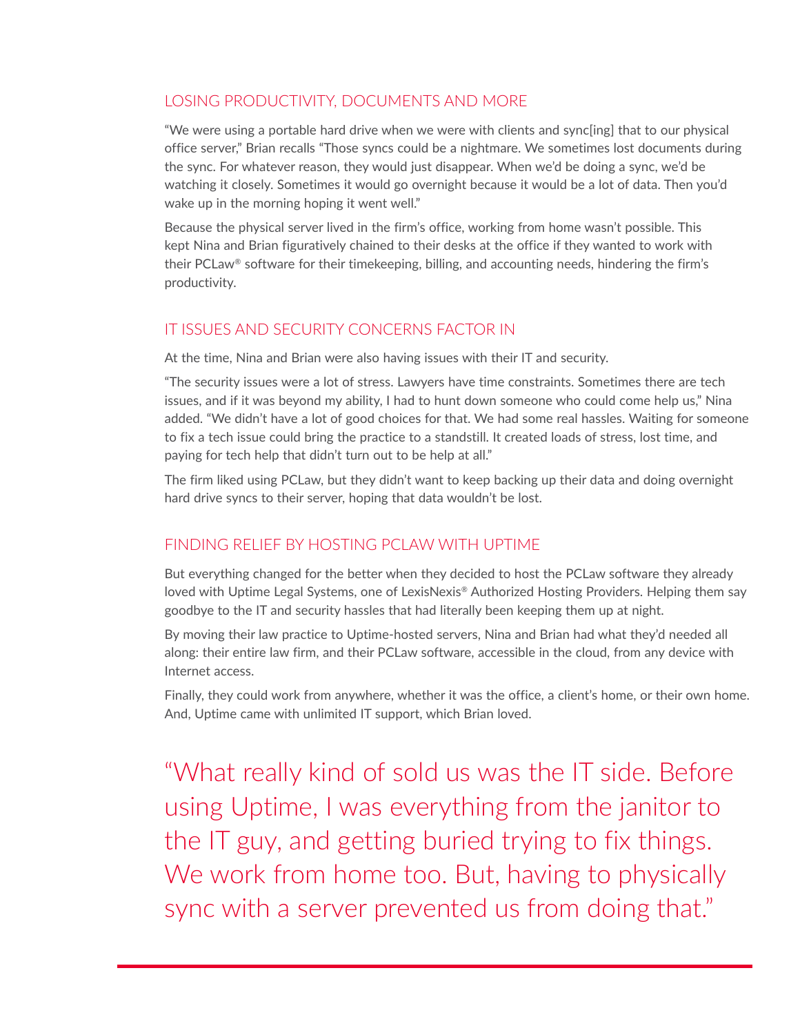## LOSING PRODUCTIVITY, DOCUMENTS AND MORE

"We were using a portable hard drive when we were with clients and sync[ing] that to our physical office server," Brian recalls "Those syncs could be a nightmare. We sometimes lost documents during the sync. For whatever reason, they would just disappear. When we'd be doing a sync, we'd be watching it closely. Sometimes it would go overnight because it would be a lot of data. Then you'd wake up in the morning hoping it went well."

Because the physical server lived in the firm's office, working from home wasn't possible. This kept Nina and Brian figuratively chained to their desks at the office if they wanted to work with their PCLaw® software for their timekeeping, billing, and accounting needs, hindering the firm's productivity.

## IT ISSUES AND SECURITY CONCERNS FACTOR IN

At the time, Nina and Brian were also having issues with their IT and security.

"The security issues were a lot of stress. Lawyers have time constraints. Sometimes there are tech issues, and if it was beyond my ability, I had to hunt down someone who could come help us," Nina added. "We didn't have a lot of good choices for that. We had some real hassles. Waiting for someone to fix a tech issue could bring the practice to a standstill. It created loads of stress, lost time, and paying for tech help that didn't turn out to be help at all."

The firm liked using PCLaw, but they didn't want to keep backing up their data and doing overnight hard drive syncs to their server, hoping that data wouldn't be lost.

## FINDING RELIEF BY HOSTING PCLAW WITH UPTIME

But everything changed for the better when they decided to host the PCLaw software they already loved with Uptime Legal Systems, one of LexisNexis® Authorized Hosting Providers. Helping them say goodbye to the IT and security hassles that had literally been keeping them up at night.

By moving their law practice to Uptime-hosted servers, Nina and Brian had what they'd needed all along: their entire law firm, and their PCLaw software, accessible in the cloud, from any device with Internet access.

Finally, they could work from anywhere, whether it was the office, a client's home, or their own home. And, Uptime came with unlimited IT support, which Brian loved.

> "What really kind of sold us was the IT side. Before using Uptime, I was everything from the janitor to the IT guy, and getting buried trying to fix things. We work from home too. But, having to physically sync with a server prevented us from doing that."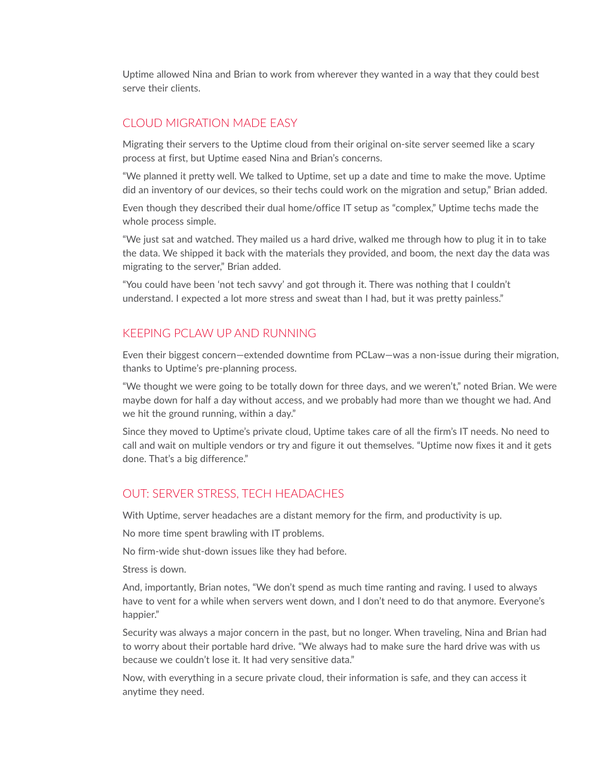Uptime allowed Nina and Brian to work from wherever they wanted in a way that they could best serve their clients.

## CLOUD MIGRATION MADE EASY

Migrating their servers to the Uptime cloud from their original on-site server seemed like a scary process at first, but Uptime eased Nina and Brian's concerns.

"We planned it pretty well. We talked to Uptime, set up a date and time to make the move. Uptime did an inventory of our devices, so their techs could work on the migration and setup," Brian added.

Even though they described their dual home/office IT setup as "complex," Uptime techs made the whole process simple.

"We just sat and watched. They mailed us a hard drive, walked me through how to plug it in to take the data. We shipped it back with the materials they provided, and boom, the next day the data was migrating to the server," Brian added.

"You could have been 'not tech savvy' and got through it. There was nothing that I couldn't understand. I expected a lot more stress and sweat than I had, but it was pretty painless."

## KEEPING PCLAW UP AND RUNNING

Even their biggest concern—extended downtime from PCLaw—was a non-issue during their migration, thanks to Uptime's pre-planning process.

"We thought we were going to be totally down for three days, and we weren't," noted Brian. We were maybe down for half a day without access, and we probably had more than we thought we had. And we hit the ground running, within a day."

Since they moved to Uptime's private cloud, Uptime takes care of all the firm's IT needs. No need to call and wait on multiple vendors or try and figure it out themselves. "Uptime now fixes it and it gets done. That's a big difference."

## OUT: SERVER STRESS, TECH HEADACHES

With Uptime, server headaches are a distant memory for the firm, and productivity is up.

No more time spent brawling with IT problems.

No firm-wide shut-down issues like they had before.

Stress is down.

And, importantly, Brian notes, "We don't spend as much time ranting and raving. I used to always have to vent for a while when servers went down, and I don't need to do that anymore. Everyone's happier."

Security was always a major concern in the past, but no longer. When traveling, Nina and Brian had to worry about their portable hard drive. "We always had to make sure the hard drive was with us because we couldn't lose it. It had very sensitive data."

Now, with everything in a secure private cloud, their information is safe, and they can access it anytime they need.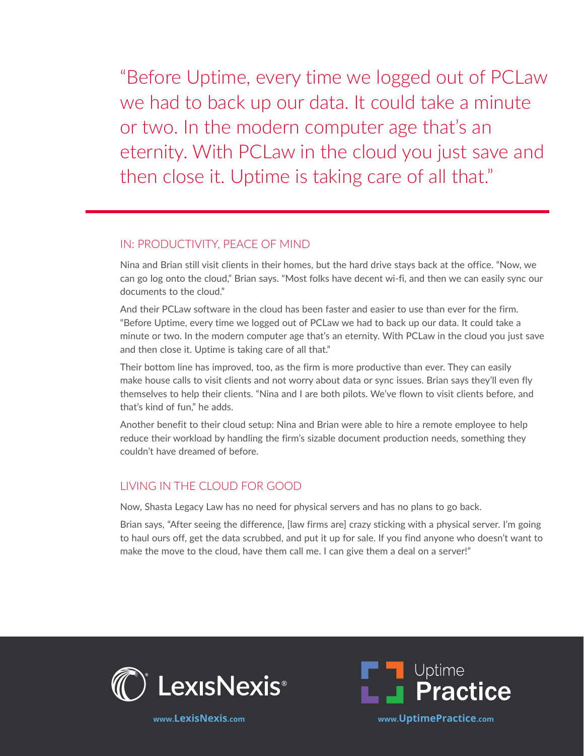> "Before Uptime, every time we logged out of PCLaw we had to back up our data. It could take a minute or two. In the modern computer age that's an eternity. With PCLaw in the cloud you just save and then close it. Uptime is taking care of all that."

## IN: PRODUCTIVITY, PEACE OF MIND

Nina and Brian still visit clients in their homes, but the hard drive stays back at the office. "Now, we can go log onto the cloud," Brian says. "Most folks have decent wi-fi, and then we can easily sync our documents to the cloud."

And their PCLaw software in the cloud has been faster and easier to use than ever for the firm. "Before Uptime, every time we logged out of PCLaw we had to back up our data. It could take a minute or two. In the modern computer age that's an eternity. With PCLaw in the cloud you just save and then close it. Uptime is taking care of all that."

Their bottom line has improved, too, as the firm is more productive than ever. They can easily make house calls to visit clients and not worry about data or sync issues. Brian says they'll even fly themselves to help their clients. "Nina and I are both pilots. We've flown to visit clients before, and that's kind of fun," he adds.

Another benefit to their cloud setup: Nina and Brian were able to hire a remote employee to help reduce their workload by handling the firm's sizable document production needs, something they couldn't have dreamed of before.

## LIVING IN THE CLOUD FOR GOOD

Now, Shasta Legacy Law has no need for physical servers and has no plans to go back.

Brian says, "After seeing the difference, [law firms are] crazy sticking with a physical server. I'm going to haul ours off, get the data scrubbed, and put it up for sale. If you find anyone who doesn't want to make the move to the cloud, have them call me. I can give them a deal on a server!"

LexisNexis®

www.LexisNexis.com

Uptime Practice

www.UptimePractice.com